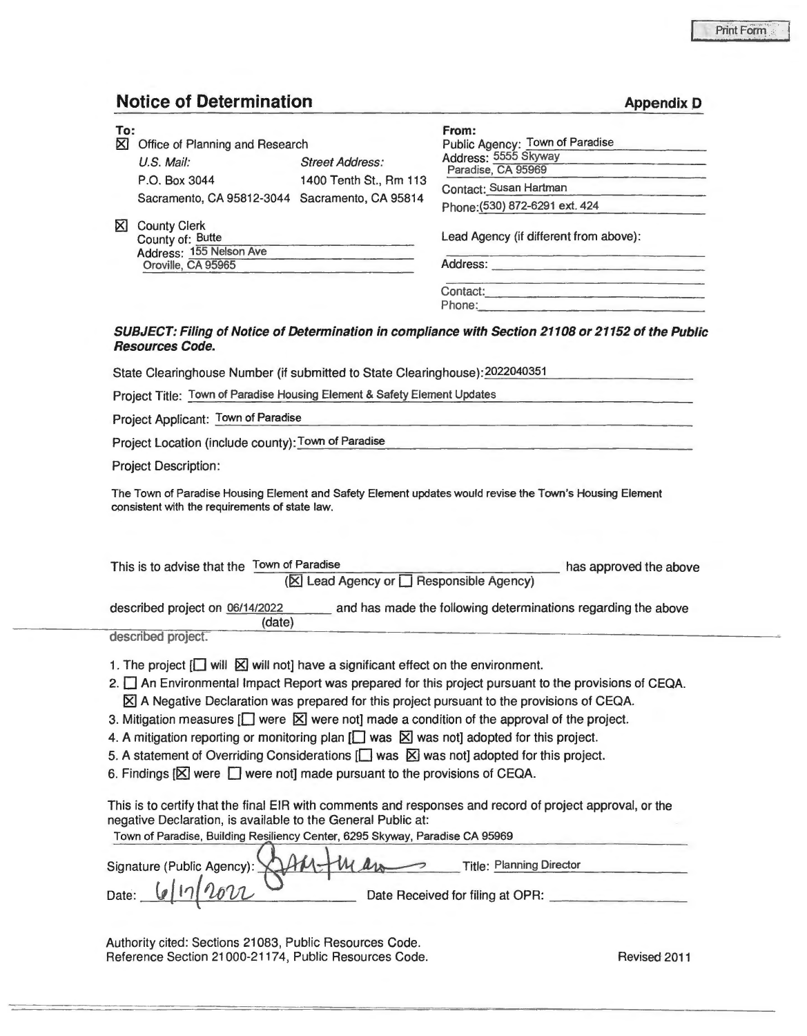Print Form

# Notice of Determination

**Appendix D**

**To:**

☒ Office of Planning and Research

| *U.S. Mail:* | *Street Address:* |
|---|---|
| P.O. Box 3044 | 1400 Tenth St., Rm 113 |
| Sacramento, CA 95812-3044 | Sacramento, CA 95814 |

☒ County Clerk
County of: Butte
Address: 155 Nelson Ave
Oroville, CA 95965

**From:**

Public Agency: Town of Paradise
Address: 5555 Skyway
Paradise, CA 95969
Contact: Susan Hartman
Phone: (530) 872-6291 ext. 424

Lead Agency (if different from above):

Address:

Contact:
Phone:

***SUBJECT: Filing of Notice of Determination in compliance with Section 21108 or 21152 of the Public Resources Code.***

State Clearinghouse Number (if submitted to State Clearinghouse): 2022040351

Project Title: Town of Paradise Housing Element & Safety Element Updates

Project Applicant: Town of Paradise

Project Location (include county): Town of Paradise

Project Description:

The Town of Paradise Housing Element and Safety Element updates would revise the Town's Housing Element consistent with the requirements of state law.

This is to advise that the Town of Paradise (☒ Lead Agency or ☐ Responsible Agency) has approved the above described project on 06/14/2022 (date) and has made the following determinations regarding the above described project.

1. The project [☐ will ☒ will not] have a significant effect on the environment.
2. ☐ An Environmental Impact Report was prepared for this project pursuant to the provisions of CEQA.
   ☒ A Negative Declaration was prepared for this project pursuant to the provisions of CEQA.
3. Mitigation measures [☐ were ☒ were not] made a condition of the approval of the project.
4. A mitigation reporting or monitoring plan [☐ was ☒ was not] adopted for this project.
5. A statement of Overriding Considerations [☐ was ☒ was not] adopted for this project.
6. Findings [☒ were ☐ were not] made pursuant to the provisions of CEQA.

This is to certify that the final EIR with comments and responses and record of project approval, or the negative Declaration, is available to the General Public at:

Town of Paradise, Building Resiliency Center, 6295 Skyway, Paradise CA 95969

Signature (Public Agency): S Hartman Title: Planning Director

Date: 6/17/2022 Date Received for filing at OPR:

Authority cited: Sections 21083, Public Resources Code.
Reference Section 21000-21174, Public Resources Code.

Revised 2011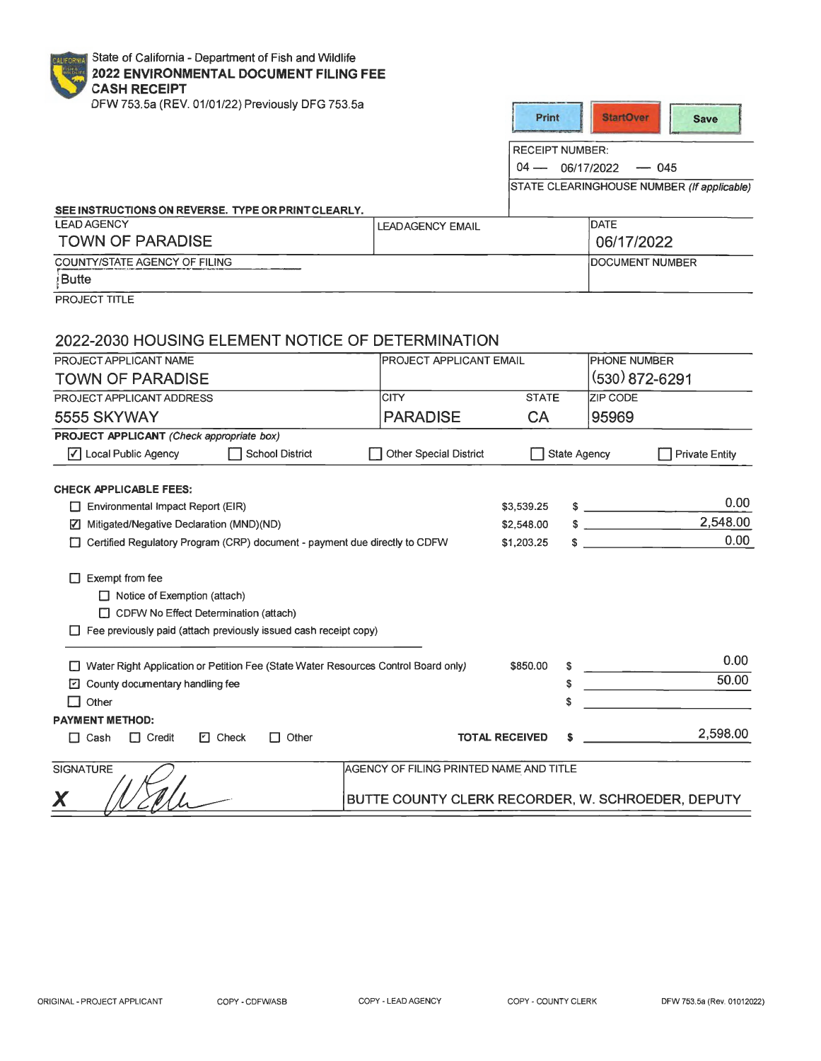State of California - Department of Fish and Wildlife

**2022 ENVIRONMENTAL DOCUMENT FILING FEE CASH RECEIPT**

DFW 753.5a (REV. 01/01/22) Previously DFG 753.5a

Print | StartOver | Save

RECEIPT NUMBER:
04 — 06/17/2022 — 045

STATE CLEARINGHOUSE NUMBER *(If applicable)*

**SEE INSTRUCTIONS ON REVERSE. TYPE OR PRINT CLEARLY.**

| LEAD AGENCY | LEAD AGENCY EMAIL | DATE |
|---|---|---|
| TOWN OF PARADISE | | 06/17/2022 |

| COUNTY/STATE AGENCY OF FILING | DOCUMENT NUMBER |
|---|---|
| Butte | |

PROJECT TITLE

2022-2030 HOUSING ELEMENT NOTICE OF DETERMINATION

| PROJECT APPLICANT NAME | PROJECT APPLICANT EMAIL | | PHONE NUMBER |
|---|---|---|---|
| TOWN OF PARADISE | | | (530) 872-6291 |
| **PROJECT APPLICANT ADDRESS** | **CITY** | **STATE** | **ZIP CODE** |
| 5555 SKYWAY | PARADISE | CA | 95969 |

**PROJECT APPLICANT** *(Check appropriate box)*

☑ Local Public Agency ☐ School District ☐ Other Special District ☐ State Agency ☐ Private Entity

**CHECK APPLICABLE FEES:**

| | | | |
|---|---|---|---|
| ☐ Environmental Impact Report (EIR) | $3,539.25 | $ | 0.00 |
| ☑ Mitigated/Negative Declaration (MND)(ND) | $2,548.00 | $ | 2,548.00 |
| ☐ Certified Regulatory Program (CRP) document - payment due directly to CDFW | $1,203.25 | $ | 0.00 |

☐ Exempt from fee

- ☐ Notice of Exemption (attach)
- ☐ CDFW No Effect Determination (attach)

☐ Fee previously paid (attach previously issued cash receipt copy)

| | | | |
|---|---|---|---|
| ☐ Water Right Application or Petition Fee (State Water Resources Control Board only) | $850.00 | $ | 0.00 |
| ☑ County documentary handling fee | | $ | 50.00 |
| ☐ Other | | $ | |

**PAYMENT METHOD:**

☐ Cash ☐ Credit ☑ Check ☐ Other **TOTAL RECEIVED** $ 2,598.00

| SIGNATURE | AGENCY OF FILING PRINTED NAME AND TITLE |
|---|---|
| X *(signature)* | BUTTE COUNTY CLERK RECORDER, W. SCHROEDER, DEPUTY |

ORIGINAL - PROJECT APPLICANT COPY - CDFW/ASB COPY - LEAD AGENCY COPY - COUNTY CLERK DFW 753.5a (Rev. 01012022)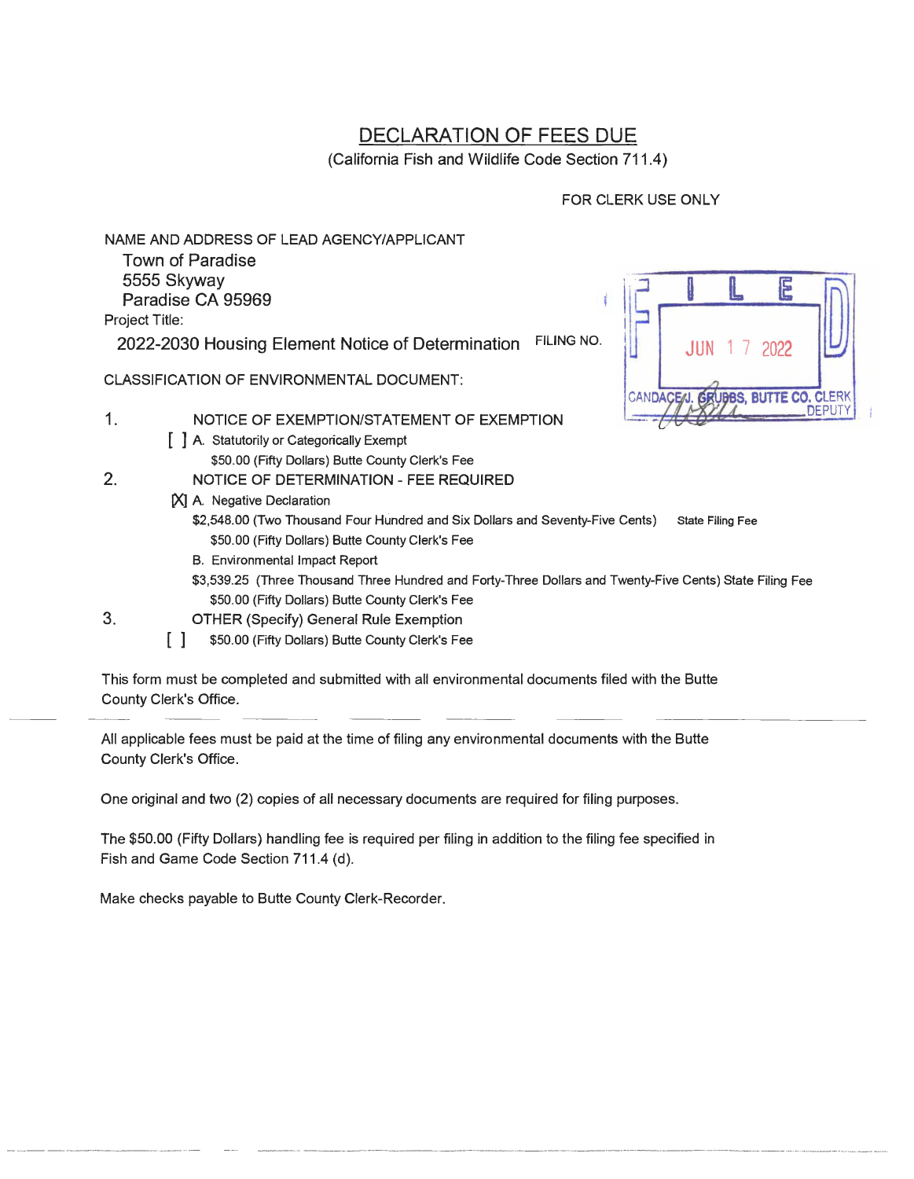# DECLARATION OF FEES DUE

(California Fish and Wildlife Code Section 711.4)

FOR CLERK USE ONLY

NAME AND ADDRESS OF LEAD AGENCY/APPLICANT

Town of Paradise
5555 Skyway
Paradise CA 95969

Project Title:

2022-2030 Housing Element Notice of Determination FILING NO.

FILED
JUN 17 2022
CANDACE J. GRUBBS, BUTTE CO. CLERK
DEPUTY

CLASSIFICATION OF ENVIRONMENTAL DOCUMENT:

1. NOTICE OF EXEMPTION/STATEMENT OF EXEMPTION
   - [ ] A. Statutorily or Categorically Exempt
     $50.00 (Fifty Dollars) Butte County Clerk's Fee
2. NOTICE OF DETERMINATION - FEE REQUIRED
   - [X] A. Negative Declaration
     $2,548.00 (Two Thousand Four Hundred and Six Dollars and Seventy-Five Cents) State Filing Fee
     $50.00 (Fifty Dollars) Butte County Clerk's Fee
   - B. Environmental Impact Report
     $3,539.25 (Three Thousand Three Hundred and Forty-Three Dollars and Twenty-Five Cents) State Filing Fee
     $50.00 (Fifty Dollars) Butte County Clerk's Fee
3. OTHER (Specify) General Rule Exemption
   - [ ] $50.00 (Fifty Dollars) Butte County Clerk's Fee

This form must be completed and submitted with all environmental documents filed with the Butte County Clerk's Office.

---

All applicable fees must be paid at the time of filing any environmental documents with the Butte County Clerk's Office.

One original and two (2) copies of all necessary documents are required for filing purposes.

The $50.00 (Fifty Dollars) handling fee is required per filing in addition to the filing fee specified in Fish and Game Code Section 711.4 (d).

Make checks payable to Butte County Clerk-Recorder.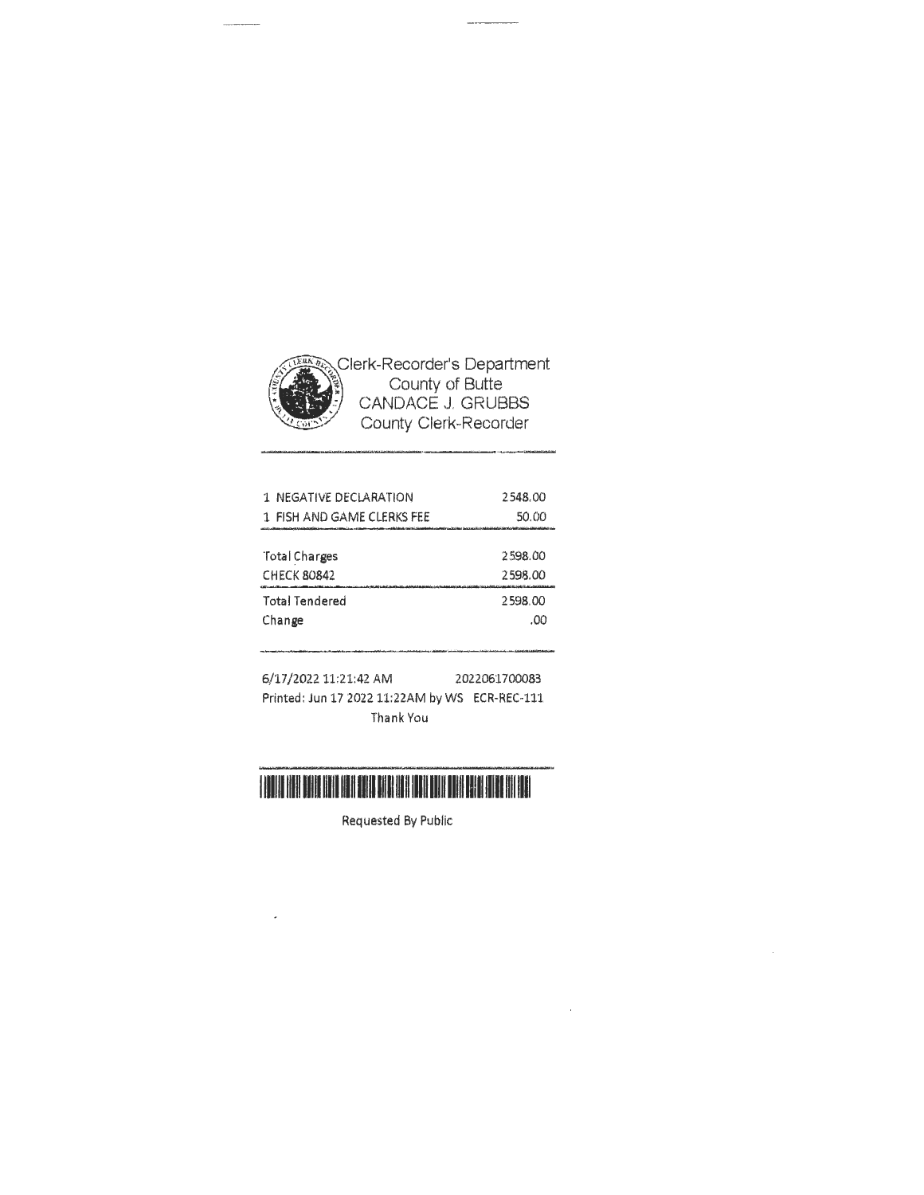Clerk-Recorder's Department
County of Butte
CANDACE J. GRUBBS
County Clerk-Recorder

| | |
|---|---|
| 1 NEGATIVE DECLARATION | 2548.00 |
| 1 FISH AND GAME CLERKS FEE | 50.00 |
| Total Charges | 2598.00 |
| CHECK 80842 | 2598.00 |
| Total Tendered | 2598.00 |
| Change | .00 |

6/17/2022 11:21:42 AM 2022061700083

Printed: Jun 17 2022 11:22AM by WS ECR-REC-111

Thank You

Requested By Public